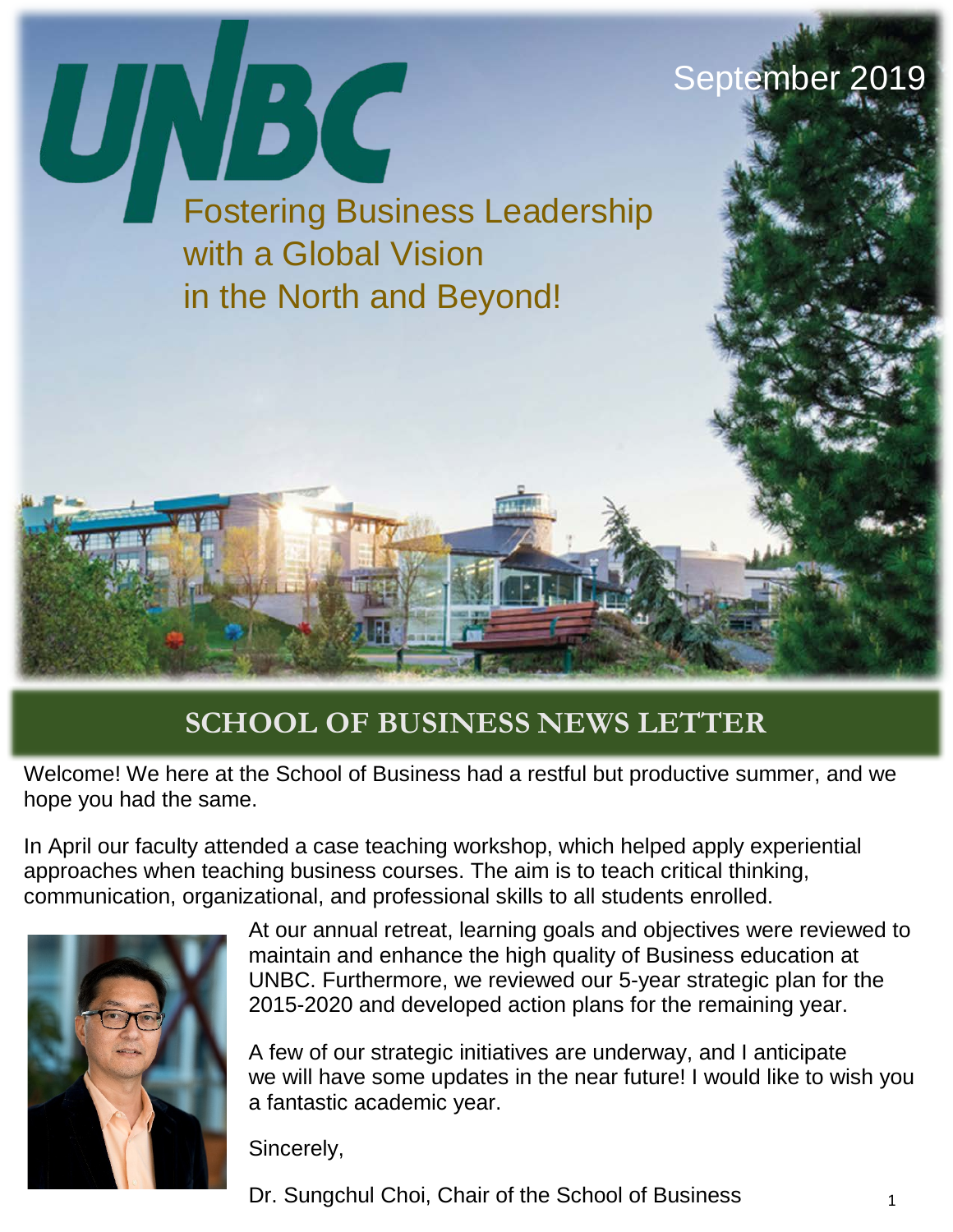UNBC

September 2019

Fostering Business Leadership
with a Global Vision
in the North and Beyond!

# SCHOOL OF BUSINESS NEWS LETTER

Welcome! We here at the School of Business had a restful but productive summer, and we hope you had the same.

In April our faculty attended a case teaching workshop, which helped apply experiential approaches when teaching business courses. The aim is to teach critical thinking, communication, organizational, and professional skills to all students enrolled.

At our annual retreat, learning goals and objectives were reviewed to maintain and enhance the high quality of Business education at UNBC. Furthermore, we reviewed our 5-year strategic plan for the 2015-2020 and developed action plans for the remaining year.

A few of our strategic initiatives are underway, and I anticipate we will have some updates in the near future! I would like to wish you a fantastic academic year.

Sincerely,

Dr. Sungchul Choi, Chair of the School of Business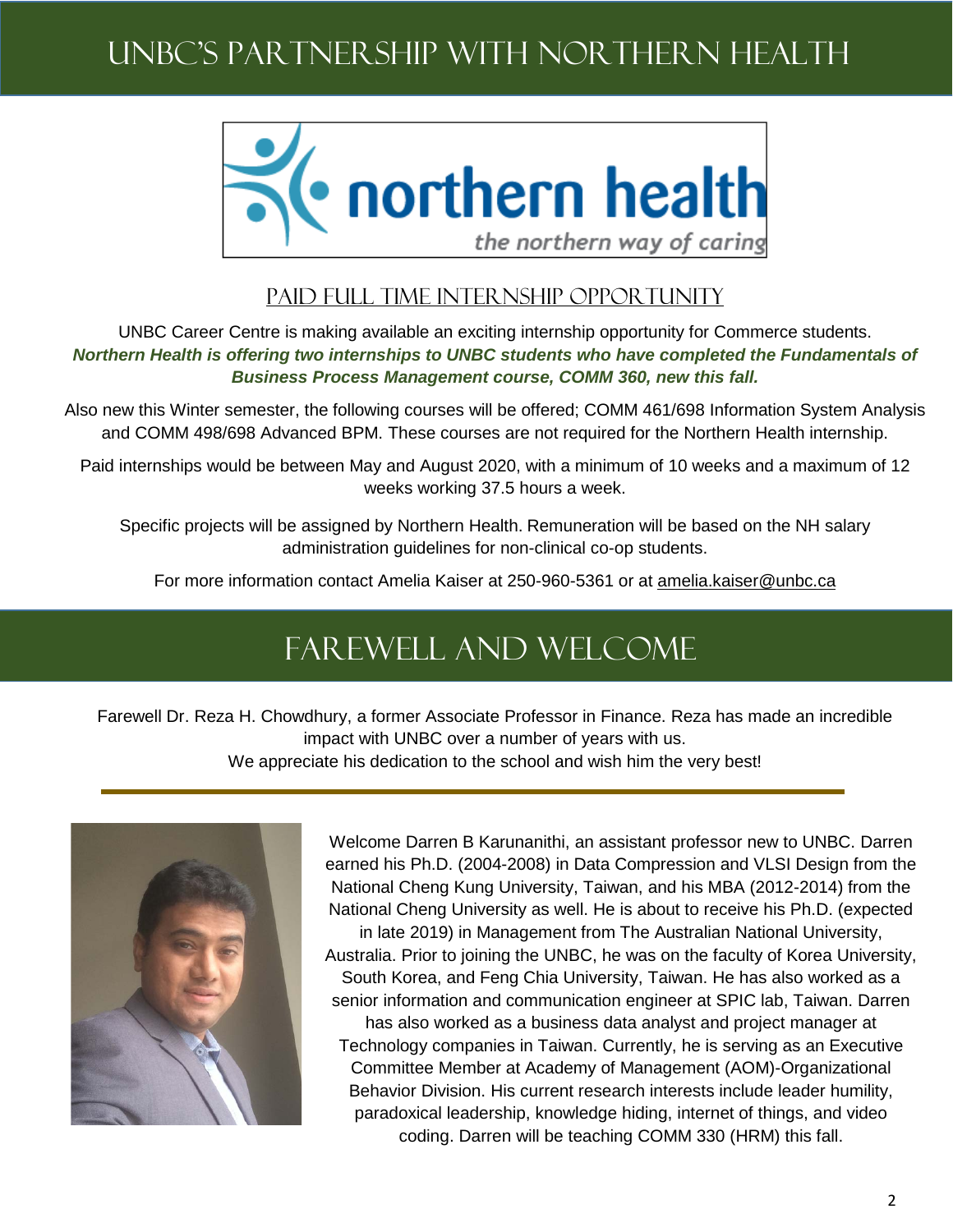# UNBC's Partnership with Northern Health

northern health

*the northern way of caring*

## PAID FULL TIME INTERNSHIP OPPORTUNITY

UNBC Career Centre is making available an exciting internship opportunity for Commerce students. ***Northern Health is offering two internships to UNBC students who have completed the Fundamentals of Business Process Management course, COMM 360, new this fall.***

Also new this Winter semester, the following courses will be offered; COMM 461/698 Information System Analysis and COMM 498/698 Advanced BPM. These courses are not required for the Northern Health internship.

Paid internships would be between May and August 2020, with a minimum of 10 weeks and a maximum of 12 weeks working 37.5 hours a week.

Specific projects will be assigned by Northern Health. Remuneration will be based on the NH salary administration guidelines for non-clinical co-op students.

For more information contact Amelia Kaiser at 250-960-5361 or at amelia.kaiser@unbc.ca

# Farewell and Welcome

Farewell Dr. Reza H. Chowdhury, a former Associate Professor in Finance. Reza has made an incredible impact with UNBC over a number of years with us.
We appreciate his dedication to the school and wish him the very best!

---

Welcome Darren B Karunanithi, an assistant professor new to UNBC. Darren earned his Ph.D. (2004-2008) in Data Compression and VLSI Design from the National Cheng Kung University, Taiwan, and his MBA (2012-2014) from the National Cheng University as well. He is about to receive his Ph.D. (expected in late 2019) in Management from The Australian National University, Australia. Prior to joining the UNBC, he was on the faculty of Korea University, South Korea, and Feng Chia University, Taiwan. He has also worked as a senior information and communication engineer at SPIC lab, Taiwan. Darren has also worked as a business data analyst and project manager at Technology companies in Taiwan. Currently, he is serving as an Executive Committee Member at Academy of Management (AOM)-Organizational Behavior Division. His current research interests include leader humility, paradoxical leadership, knowledge hiding, internet of things, and video coding. Darren will be teaching COMM 330 (HRM) this fall.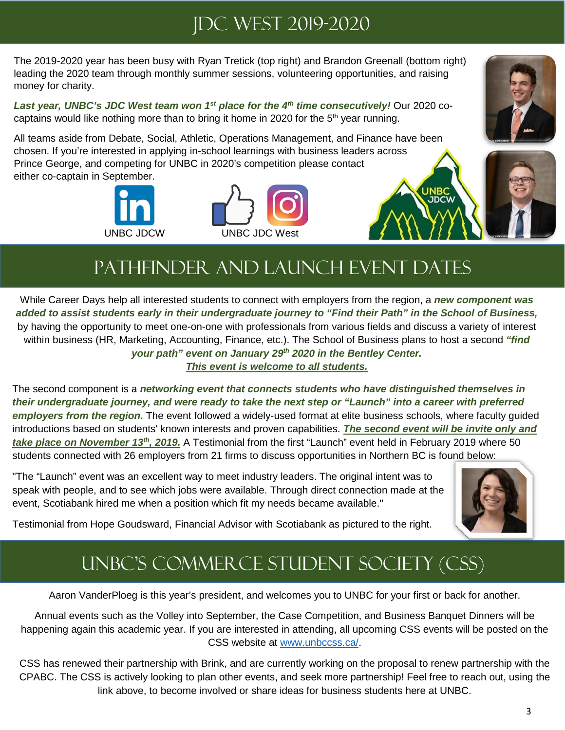# JDC West 2019-2020

The 2019-2020 year has been busy with Ryan Tretick (top right) and Brandon Greenall (bottom right) leading the 2020 team through monthly summer sessions, volunteering opportunities, and raising money for charity.

***Last year, UNBC's JDC West team won 1st place for the 4th time consecutively!*** Our 2020 co-captains would like nothing more than to bring it home in 2020 for the 5th year running.

All teams aside from Debate, Social, Athletic, Operations Management, and Finance have been chosen. If you're interested in applying in-school learnings with business leaders across Prince George, and competing for UNBC in 2020's competition please contact either co-captain in September.

UNBC JDCW

UNBC JDC West

# Pathfinder and Launch Event Dates

While Career Days help all interested students to connect with employers from the region, a ***new component was added to assist students early in their undergraduate journey to "Find their Path" in the School of Business,*** by having the opportunity to meet one-on-one with professionals from various fields and discuss a variety of interest within business (HR, Marketing, Accounting, Finance, etc.). The School of Business plans to host a second ***"find your path" event on January 29th 2020 in the Bentley Center.***

***This event is welcome to all students.***

The second component is a ***networking event that connects students who have distinguished themselves in their undergraduate journey, and were ready to take the next step or "Launch" into a career with preferred employers from the region.*** The event followed a widely-used format at elite business schools, where faculty guided introductions based on students' known interests and proven capabilities. ***The second event will be invite only and take place on November 13th, 2019.*** A Testimonial from the first "Launch" event held in February 2019 where 50 students connected with 26 employers from 21 firms to discuss opportunities in Northern BC is found below:

"The "Launch" event was an excellent way to meet industry leaders. The original intent was to speak with people, and to see which jobs were available. Through direct connection made at the event, Scotiabank hired me when a position which fit my needs became available."

Testimonial from Hope Goudsward, Financial Advisor with Scotiabank as pictured to the right.

# UNBC's Commerce Student Society (CSS)

Aaron VanderPloeg is this year's president, and welcomes you to UNBC for your first or back for another.

Annual events such as the Volley into September, the Case Competition, and Business Banquet Dinners will be happening again this academic year. If you are interested in attending, all upcoming CSS events will be posted on the CSS website at www.unbccss.ca/.

CSS has renewed their partnership with Brink, and are currently working on the proposal to renew partnership with the CPABC. The CSS is actively looking to plan other events, and seek more partnership! Feel free to reach out, using the link above, to become involved or share ideas for business students here at UNBC.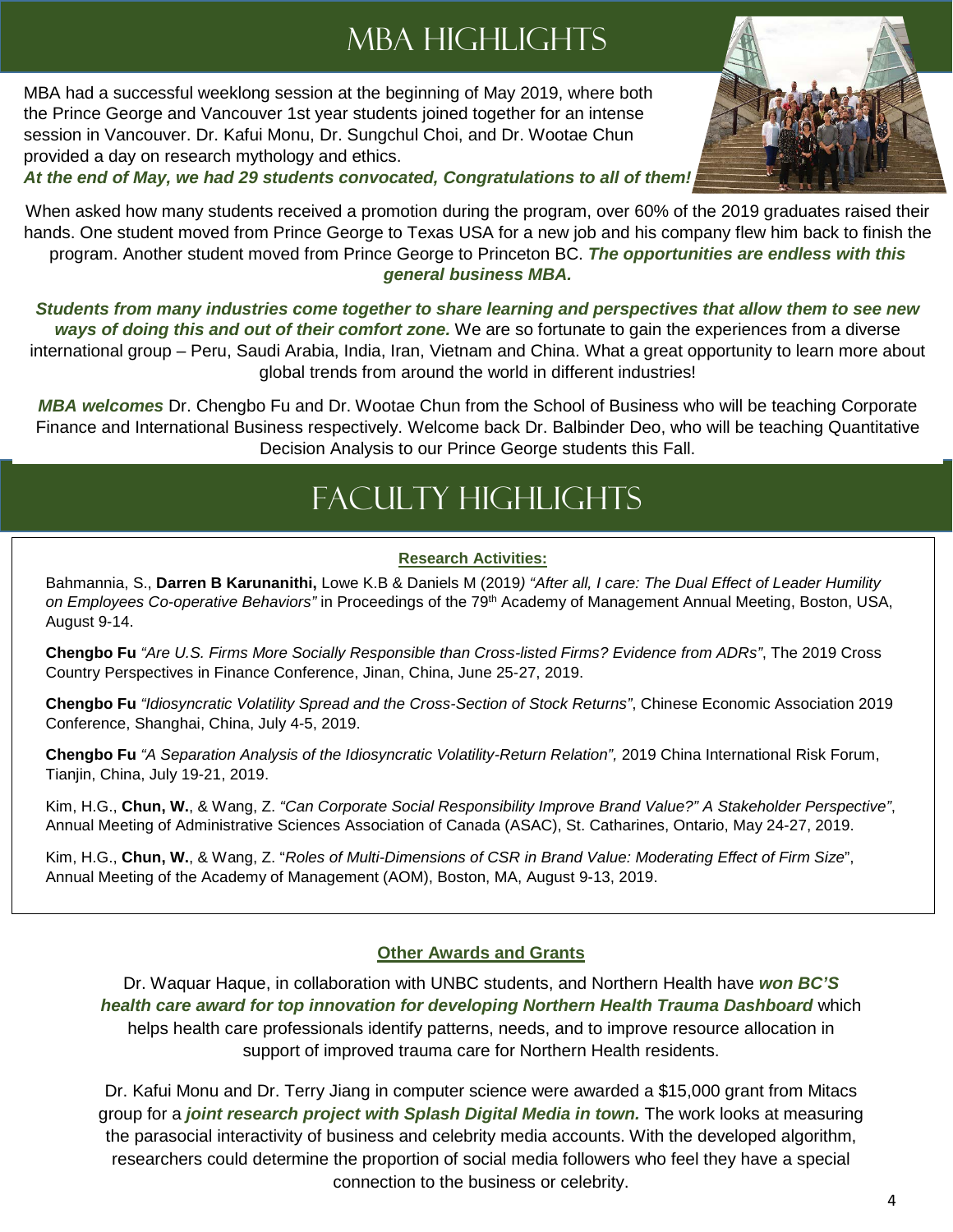# MBA HIGHLIGHTS

MBA had a successful weeklong session at the beginning of May 2019, where both the Prince George and Vancouver 1st year students joined together for an intense session in Vancouver. Dr. Kafui Monu, Dr. Sungchul Choi, and Dr. Wootae Chun provided a day on research mythology and ethics.

***At the end of May, we had 29 students convocated, Congratulations to all of them!***

When asked how many students received a promotion during the program, over 60% of the 2019 graduates raised their hands. One student moved from Prince George to Texas USA for a new job and his company flew him back to finish the program. Another student moved from Prince George to Princeton BC. ***The opportunities are endless with this general business MBA.***

***Students from many industries come together to share learning and perspectives that allow them to see new ways of doing this and out of their comfort zone.*** We are so fortunate to gain the experiences from a diverse international group – Peru, Saudi Arabia, India, Iran, Vietnam and China. What a great opportunity to learn more about global trends from around the world in different industries!

***MBA welcomes*** Dr. Chengbo Fu and Dr. Wootae Chun from the School of Business who will be teaching Corporate Finance and International Business respectively. Welcome back Dr. Balbinder Deo, who will be teaching Quantitative Decision Analysis to our Prince George students this Fall.

# FACULTY HIGHLIGHTS

## Research Activities:

Bahmannia, S., **Darren B Karunanithi,** Lowe K.B & Daniels M (2019) *"After all, I care: The Dual Effect of Leader Humility on Employees Co-operative Behaviors"* in Proceedings of the 79th Academy of Management Annual Meeting, Boston, USA, August 9-14.

**Chengbo Fu** *"Are U.S. Firms More Socially Responsible than Cross-listed Firms? Evidence from ADRs"*, The 2019 Cross Country Perspectives in Finance Conference, Jinan, China, June 25-27, 2019.

**Chengbo Fu** *"Idiosyncratic Volatility Spread and the Cross-Section of Stock Returns"*, Chinese Economic Association 2019 Conference, Shanghai, China, July 4-5, 2019.

**Chengbo Fu** *"A Separation Analysis of the Idiosyncratic Volatility-Return Relation",* 2019 China International Risk Forum, Tianjin, China, July 19-21, 2019.

Kim, H.G., **Chun, W.**, & Wang, Z. *"Can Corporate Social Responsibility Improve Brand Value?" A Stakeholder Perspective"*, Annual Meeting of Administrative Sciences Association of Canada (ASAC), St. Catharines, Ontario, May 24-27, 2019.

Kim, H.G., **Chun, W.**, & Wang, Z. "*Roles of Multi-Dimensions of CSR in Brand Value: Moderating Effect of Firm Size*", Annual Meeting of the Academy of Management (AOM), Boston, MA, August 9-13, 2019.

## Other Awards and Grants

Dr. Waquar Haque, in collaboration with UNBC students, and Northern Health have ***won BC'S health care award for top innovation for developing Northern Health Trauma Dashboard*** which helps health care professionals identify patterns, needs, and to improve resource allocation in support of improved trauma care for Northern Health residents.

Dr. Kafui Monu and Dr. Terry Jiang in computer science were awarded a $15,000 grant from Mitacs group for a ***joint research project with Splash Digital Media in town.*** The work looks at measuring the parasocial interactivity of business and celebrity media accounts. With the developed algorithm, researchers could determine the proportion of social media followers who feel they have a special connection to the business or celebrity.